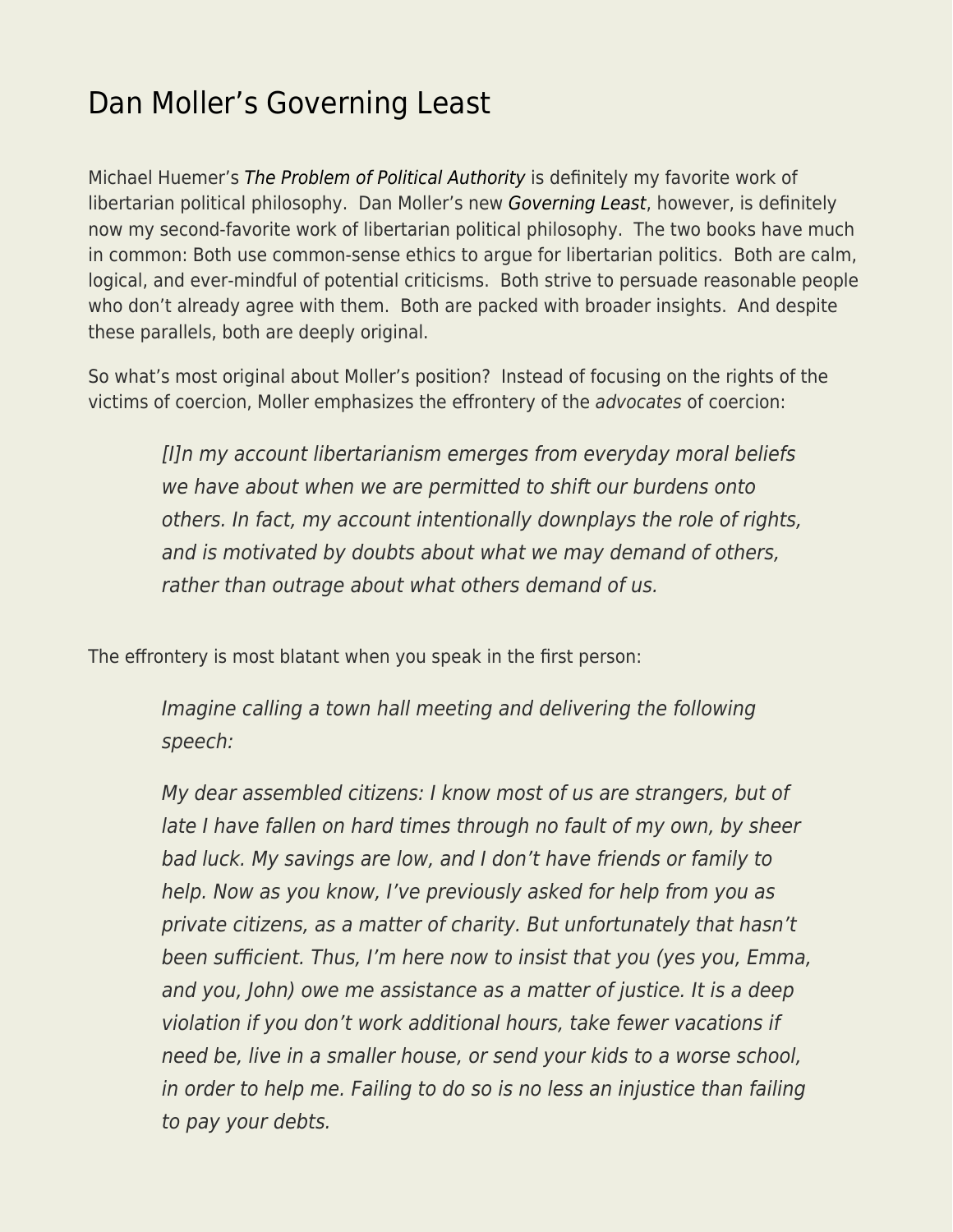# Dan Moller's Governing Least

Michael Huemer's *The Problem of Political Authority* is definitely my favorite work of libertarian political philosophy. Dan Moller's new *Governing Least*, however, is definitely now my second-favorite work of libertarian political philosophy. The two books have much in common: Both use common-sense ethics to argue for libertarian politics. Both are calm, logical, and ever-mindful of potential criticisms. Both strive to persuade reasonable people who don't already agree with them. Both are packed with broader insights. And despite these parallels, both are deeply original.

So what's most original about Moller's position? Instead of focusing on the rights of the victims of coercion, Moller emphasizes the effrontery of the *advocates* of coercion:

> *[I]n my account libertarianism emerges from everyday moral beliefs we have about when we are permitted to shift our burdens onto others. In fact, my account intentionally downplays the role of rights, and is motivated by doubts about what we may demand of others, rather than outrage about what others demand of us.*

The effrontery is most blatant when you speak in the first person:

> *Imagine calling a town hall meeting and delivering the following speech:*
>
> *My dear assembled citizens: I know most of us are strangers, but of late I have fallen on hard times through no fault of my own, by sheer bad luck. My savings are low, and I don't have friends or family to help. Now as you know, I've previously asked for help from you as private citizens, as a matter of charity. But unfortunately that hasn't been sufficient. Thus, I'm here now to insist that you (yes you, Emma, and you, John) owe me assistance as a matter of justice. It is a deep violation if you don't work additional hours, take fewer vacations if need be, live in a smaller house, or send your kids to a worse school, in order to help me. Failing to do so is no less an injustice than failing to pay your debts.*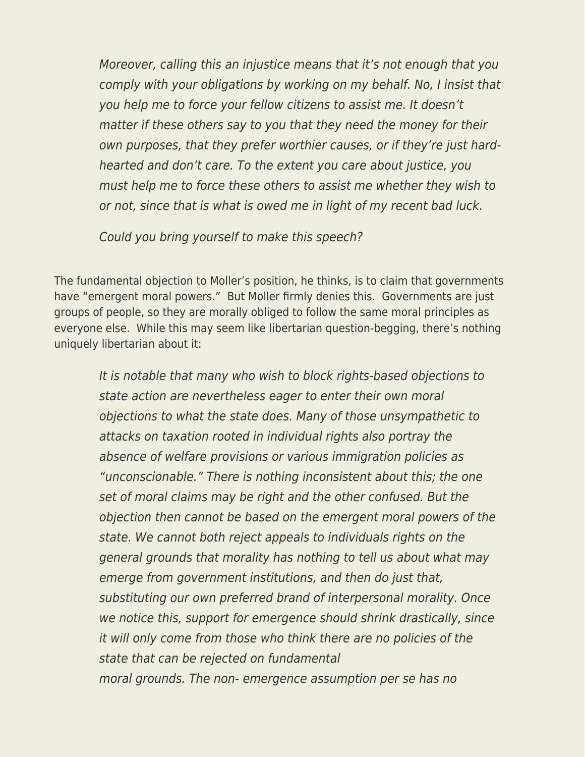> *Moreover, calling this an injustice means that it's not enough that you comply with your obligations by working on my behalf. No, I insist that you help me to force your fellow citizens to assist me. It doesn't matter if these others say to you that they need the money for their own purposes, that they prefer worthier causes, or if they're just hard-hearted and don't care. To the extent you care about justice, you must help me to force these others to assist me whether they wish to or not, since that is what is owed me in light of my recent bad luck.*
>
> *Could you bring yourself to make this speech?*

The fundamental objection to Moller's position, he thinks, is to claim that governments have "emergent moral powers." But Moller firmly denies this. Governments are just groups of people, so they are morally obliged to follow the same moral principles as everyone else. While this may seem like libertarian question-begging, there's nothing uniquely libertarian about it:

> *It is notable that many who wish to block rights-based objections to state action are nevertheless eager to enter their own moral objections to what the state does. Many of those unsympathetic to attacks on taxation rooted in individual rights also portray the absence of welfare provisions or various immigration policies as "unconscionable." There is nothing inconsistent about this; the one set of moral claims may be right and the other confused. But the objection then cannot be based on the emergent moral powers of the state. We cannot both reject appeals to individuals rights on the general grounds that morality has nothing to tell us about what may emerge from government institutions, and then do just that, substituting our own preferred brand of interpersonal morality. Once we notice this, support for emergence should shrink drastically, since it will only come from those who think there are no policies of the state that can be rejected on fundamental moral grounds. The non- emergence assumption per se has no*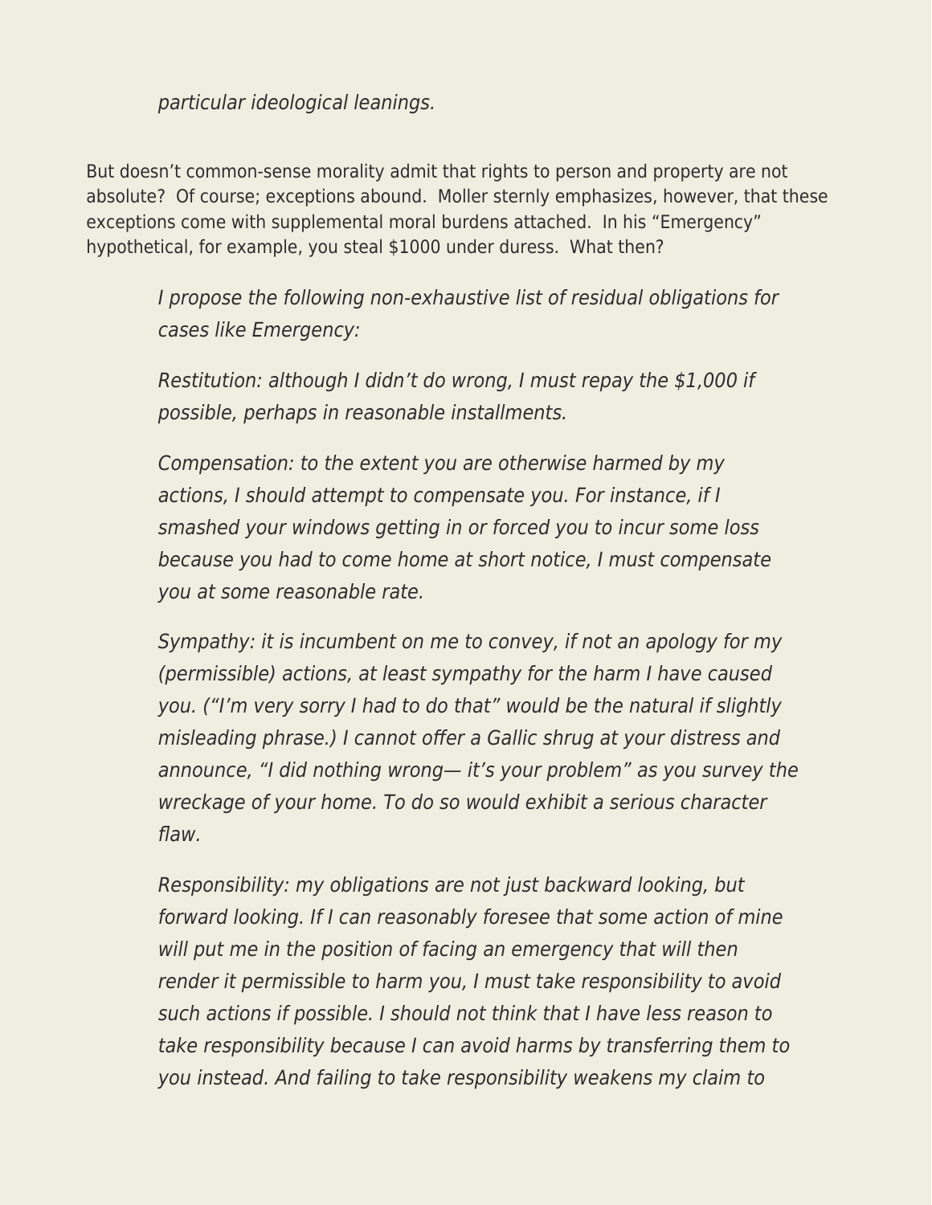> *particular ideological leanings.*

But doesn't common-sense morality admit that rights to person and property are not absolute? Of course; exceptions abound. Moller sternly emphasizes, however, that these exceptions come with supplemental moral burdens attached. In his "Emergency" hypothetical, for example, you steal $1000 under duress. What then?

> *I propose the following non-exhaustive list of residual obligations for cases like Emergency:*
>
> *Restitution: although I didn't do wrong, I must repay the $1,000 if possible, perhaps in reasonable installments.*
>
> *Compensation: to the extent you are otherwise harmed by my actions, I should attempt to compensate you. For instance, if I smashed your windows getting in or forced you to incur some loss because you had to come home at short notice, I must compensate you at some reasonable rate.*
>
> *Sympathy: it is incumbent on me to convey, if not an apology for my (permissible) actions, at least sympathy for the harm I have caused you. ("I'm very sorry I had to do that" would be the natural if slightly misleading phrase.) I cannot offer a Gallic shrug at your distress and announce, "I did nothing wrong— it's your problem" as you survey the wreckage of your home. To do so would exhibit a serious character flaw.*
>
> *Responsibility: my obligations are not just backward looking, but forward looking. If I can reasonably foresee that some action of mine will put me in the position of facing an emergency that will then render it permissible to harm you, I must take responsibility to avoid such actions if possible. I should not think that I have less reason to take responsibility because I can avoid harms by transferring them to you instead. And failing to take responsibility weakens my claim to*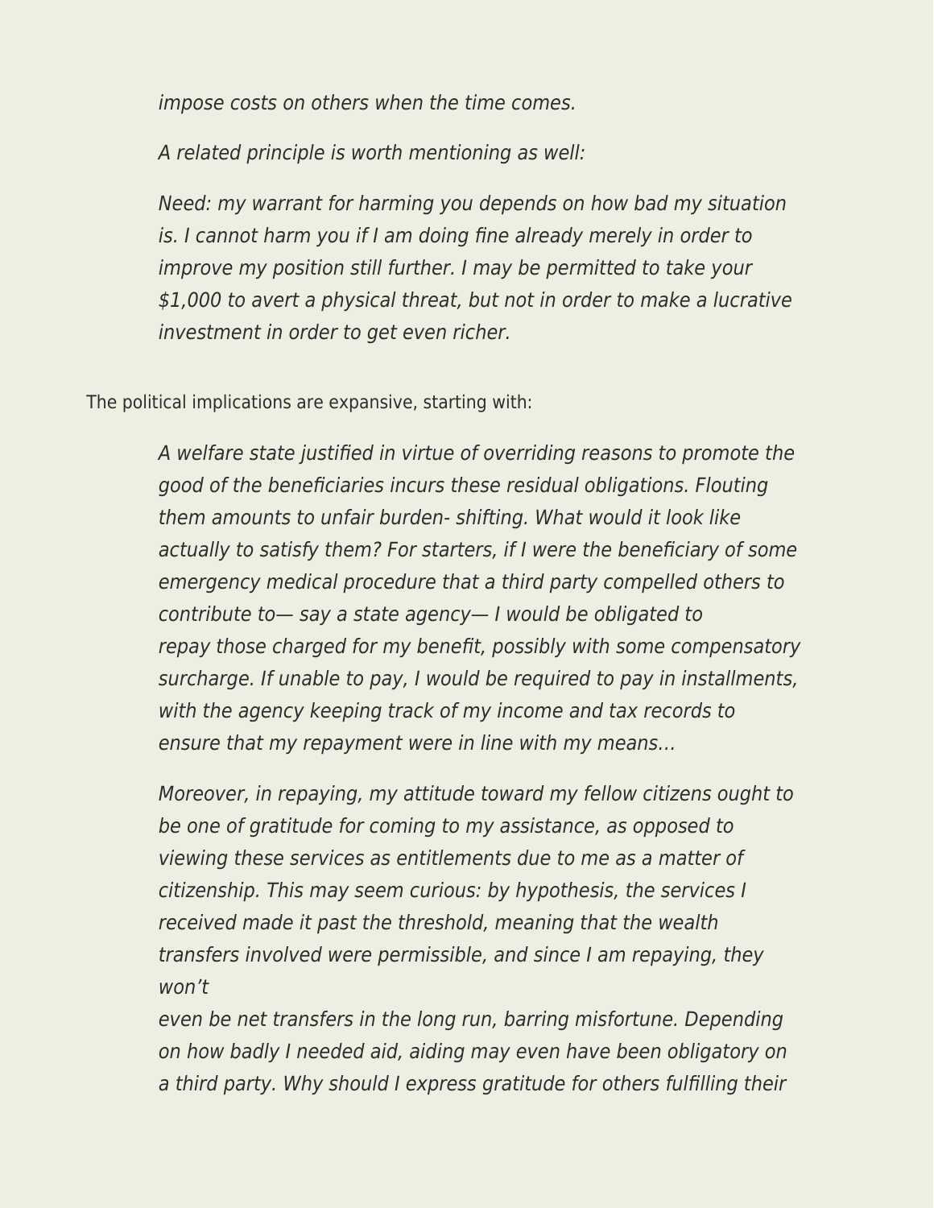> *impose costs on others when the time comes.*
>
> *A related principle is worth mentioning as well:*
>
> *Need: my warrant for harming you depends on how bad my situation is. I cannot harm you if I am doing fine already merely in order to improve my position still further. I may be permitted to take your $1,000 to avert a physical threat, but not in order to make a lucrative investment in order to get even richer.*

The political implications are expansive, starting with:

> *A welfare state justified in virtue of overriding reasons to promote the good of the beneficiaries incurs these residual obligations. Flouting them amounts to unfair burden- shifting. What would it look like actually to satisfy them? For starters, if I were the beneficiary of some emergency medical procedure that a third party compelled others to contribute to— say a state agency— I would be obligated to repay those charged for my benefit, possibly with some compensatory surcharge. If unable to pay, I would be required to pay in installments, with the agency keeping track of my income and tax records to ensure that my repayment were in line with my means…*
>
> *Moreover, in repaying, my attitude toward my fellow citizens ought to be one of gratitude for coming to my assistance, as opposed to viewing these services as entitlements due to me as a matter of citizenship. This may seem curious: by hypothesis, the services I received made it past the threshold, meaning that the wealth transfers involved were permissible, and since I am repaying, they won't even be net transfers in the long run, barring misfortune. Depending on how badly I needed aid, aiding may even have been obligatory on a third party. Why should I express gratitude for others fulfilling their*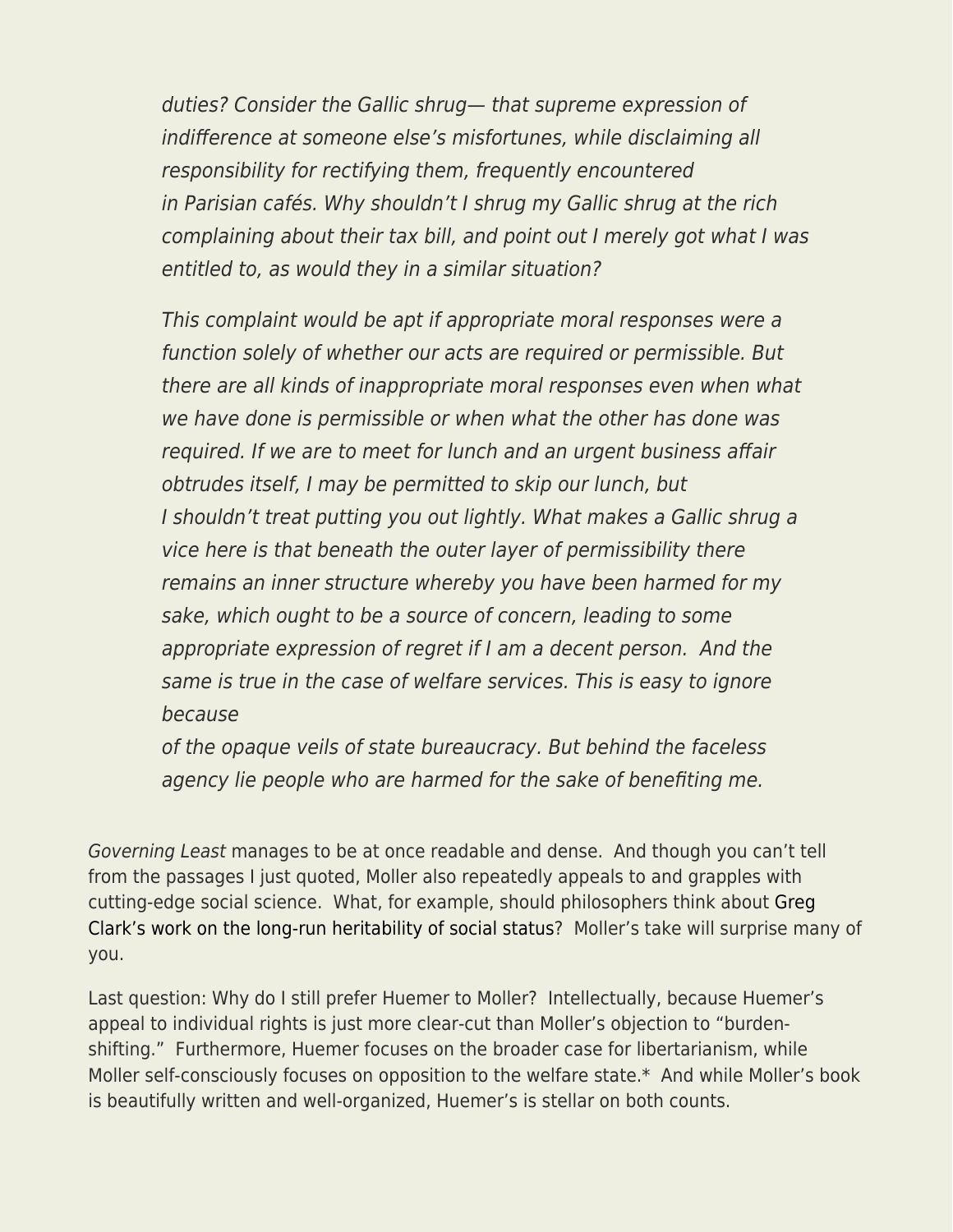> *duties? Consider the Gallic shrug— that supreme expression of indifference at someone else's misfortunes, while disclaiming all responsibility for rectifying them, frequently encountered in Parisian cafés. Why shouldn't I shrug my Gallic shrug at the rich complaining about their tax bill, and point out I merely got what I was entitled to, as would they in a similar situation?*
>
> *This complaint would be apt if appropriate moral responses were a function solely of whether our acts are required or permissible. But there are all kinds of inappropriate moral responses even when what we have done is permissible or when what the other has done was required. If we are to meet for lunch and an urgent business affair obtrudes itself, I may be permitted to skip our lunch, but I shouldn't treat putting you out lightly. What makes a Gallic shrug a vice here is that beneath the outer layer of permissibility there remains an inner structure whereby you have been harmed for my sake, which ought to be a source of concern, leading to some appropriate expression of regret if I am a decent person. And the same is true in the case of welfare services. This is easy to ignore because of the opaque veils of state bureaucracy. But behind the faceless agency lie people who are harmed for the sake of benefiting me.*

*Governing Least* manages to be at once readable and dense. And though you can't tell from the passages I just quoted, Moller also repeatedly appeals to and grapples with cutting-edge social science. What, for example, should philosophers think about Greg Clark's work on the long-run heritability of social status? Moller's take will surprise many of you.

Last question: Why do I still prefer Huemer to Moller? Intellectually, because Huemer's appeal to individual rights is just more clear-cut than Moller's objection to "burden-shifting." Furthermore, Huemer focuses on the broader case for libertarianism, while Moller self-consciously focuses on opposition to the welfare state.* And while Moller's book is beautifully written and well-organized, Huemer's is stellar on both counts.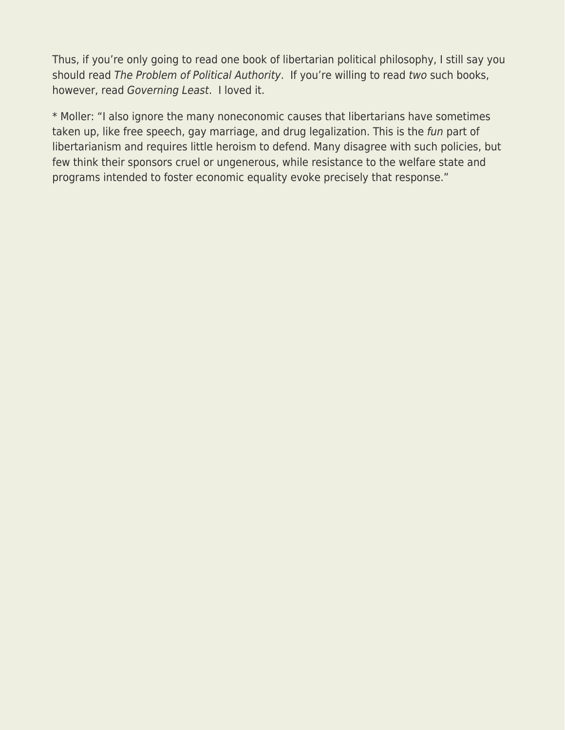Thus, if you're only going to read one book of libertarian political philosophy, I still say you should read *The Problem of Political Authority*. If you're willing to read *two* such books, however, read *Governing Least*. I loved it.

* Moller: "I also ignore the many noneconomic causes that libertarians have sometimes taken up, like free speech, gay marriage, and drug legalization. This is the *fun* part of libertarianism and requires little heroism to defend. Many disagree with such policies, but few think their sponsors cruel or ungenerous, while resistance to the welfare state and programs intended to foster economic equality evoke precisely that response."